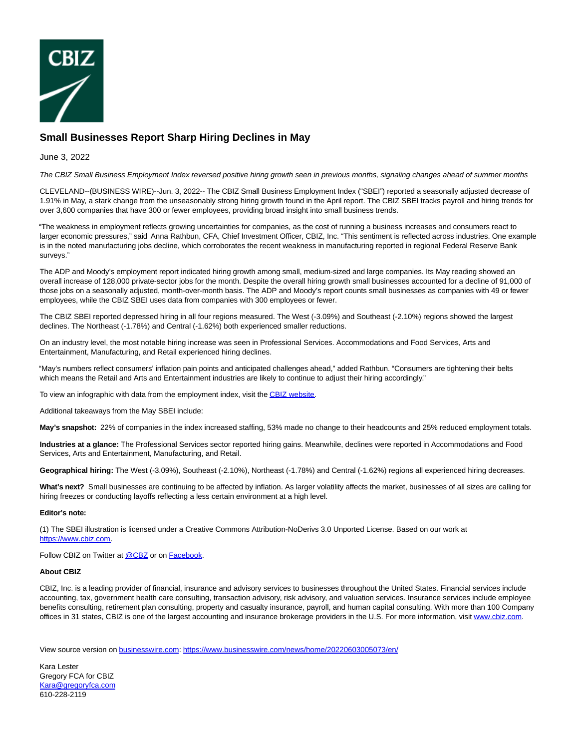# Small Businesses Report Sharp Hiring Declines in May

June 3, 2022

*The CBIZ Small Business Employment Index reversed positive hiring growth seen in previous months, signaling changes ahead of summer months*

CLEVELAND--(BUSINESS WIRE)--Jun. 3, 2022-- The CBIZ Small Business Employment Index ("SBEI") reported a seasonally adjusted decrease of 1.91% in May, a stark change from the unseasonably strong hiring growth found in the April report. The CBIZ SBEI tracks payroll and hiring trends for over 3,600 companies that have 300 or fewer employees, providing broad insight into small business trends.

"The weakness in employment reflects growing uncertainties for companies, as the cost of running a business increases and consumers react to larger economic pressures," said Anna Rathbun, CFA, Chief Investment Officer, CBIZ, Inc. "This sentiment is reflected across industries. One example is in the noted manufacturing jobs decline, which corroborates the recent weakness in manufacturing reported in regional Federal Reserve Bank surveys."

The ADP and Moody's employment report indicated hiring growth among small, medium-sized and large companies. Its May reading showed an overall increase of 128,000 private-sector jobs for the month. Despite the overall hiring growth small businesses accounted for a decline of 91,000 of those jobs on a seasonally adjusted, month-over-month basis. The ADP and Moody's report counts small businesses as companies with 49 or fewer employees, while the CBIZ SBEI uses data from companies with 300 employees or fewer.

The CBIZ SBEI reported depressed hiring in all four regions measured. The West (-3.09%) and Southeast (-2.10%) regions showed the largest declines. The Northeast (-1.78%) and Central (-1.62%) both experienced smaller reductions.

On an industry level, the most notable hiring increase was seen in Professional Services. Accommodations and Food Services, Arts and Entertainment, Manufacturing, and Retail experienced hiring declines.

"May's numbers reflect consumers' inflation pain points and anticipated challenges ahead," added Rathbun. "Consumers are tightening their belts which means the Retail and Arts and Entertainment industries are likely to continue to adjust their hiring accordingly."

To view an infographic with data from the employment index, visit the CBIZ website.

Additional takeaways from the May SBEI include:

**May's snapshot:** 22% of companies in the index increased staffing, 53% made no change to their headcounts and 25% reduced employment totals.

**Industries at a glance:** The Professional Services sector reported hiring gains. Meanwhile, declines were reported in Accommodations and Food Services, Arts and Entertainment, Manufacturing, and Retail.

**Geographical hiring:** The West (-3.09%), Southeast (-2.10%), Northeast (-1.78%) and Central (-1.62%) regions all experienced hiring decreases.

**What's next?** Small businesses are continuing to be affected by inflation. As larger volatility affects the market, businesses of all sizes are calling for hiring freezes or conducting layoffs reflecting a less certain environment at a high level.

**Editor's note:**

(1) The SBEI illustration is licensed under a Creative Commons Attribution-NoDerivs 3.0 Unported License. Based on our work at https://www.cbiz.com.

Follow CBIZ on Twitter at @CBZ or on Facebook.

**About CBIZ**

CBIZ, Inc. is a leading provider of financial, insurance and advisory services to businesses throughout the United States. Financial services include accounting, tax, government health care consulting, transaction advisory, risk advisory, and valuation services. Insurance services include employee benefits consulting, retirement plan consulting, property and casualty insurance, payroll, and human capital consulting. With more than 100 Company offices in 31 states, CBIZ is one of the largest accounting and insurance brokerage providers in the U.S. For more information, visit www.cbiz.com.

View source version on businesswire.com: https://www.businesswire.com/news/home/20220603005073/en/

Kara Lester
Gregory FCA for CBIZ
Kara@gregoryfca.com
610-228-2119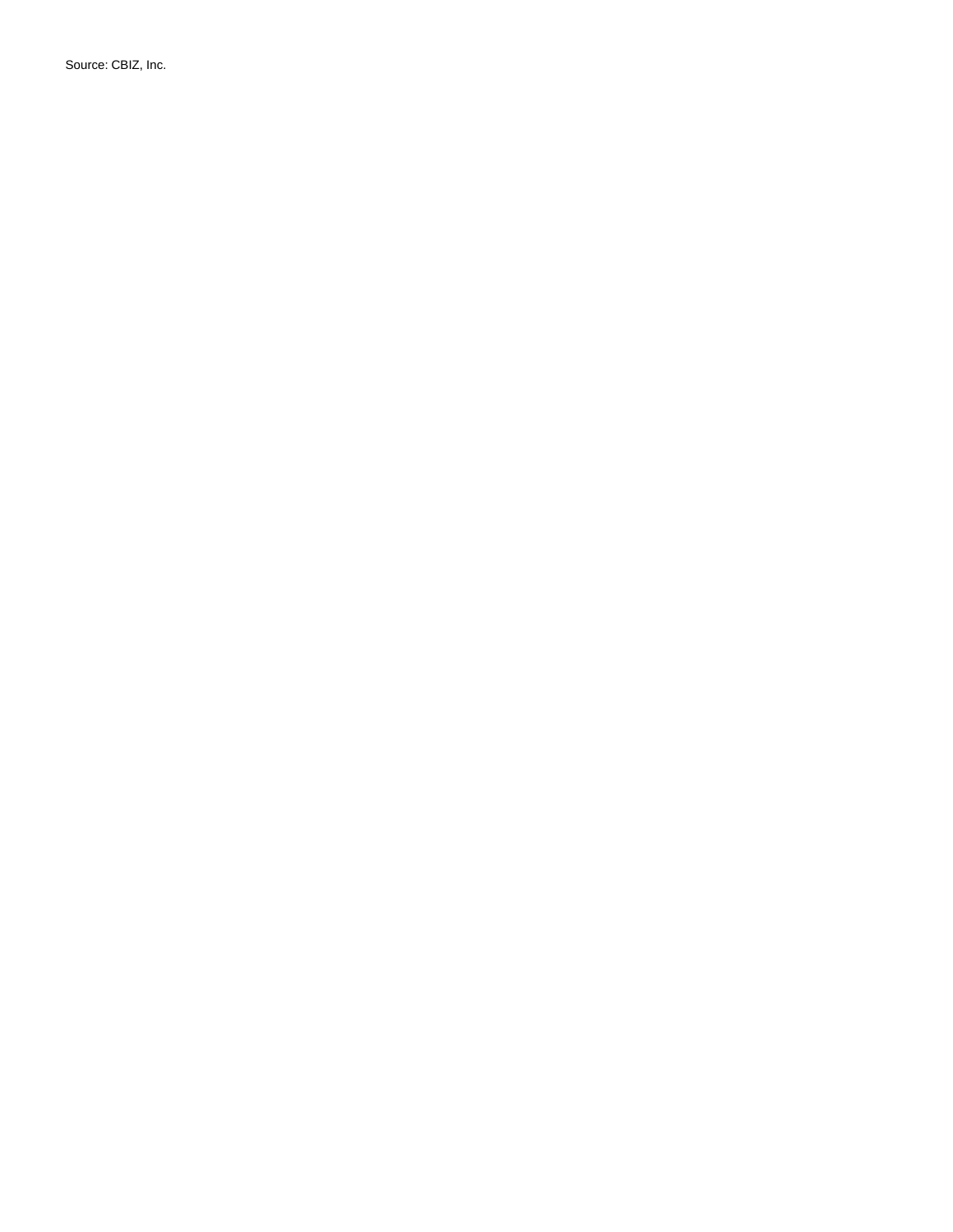Source: CBIZ, Inc.